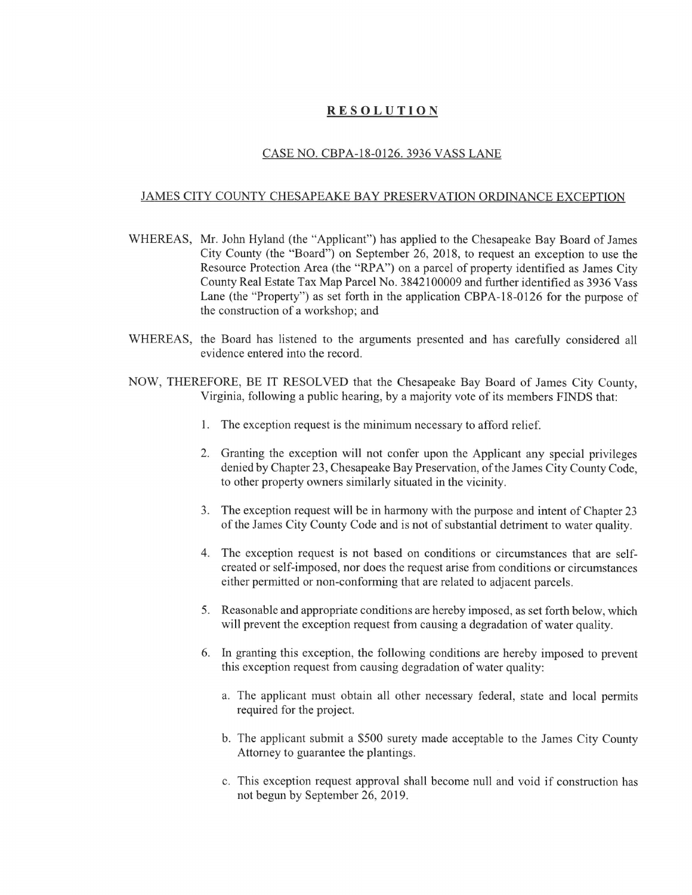# RESOLUTION

## CASE NO. CBPA-18-0126. 3936 VASS LANE

## JAMES CITY COUNTY CHESAPEAKE BAY PRESERVATION ORDINANCE EXCEPTION

WHEREAS, Mr. John Hyland (the "Applicant") has applied to the Chesapeake Bay Board of James City County (the "Board") on September 26, 2018, to request an exception to use the Resource Protection Area (the "RPA") on a parcel of property identified as James City County Real Estate Tax Map Parcel No. 3842100009 and further identified as 3936 Vass Lane (the "Property") as set forth in the application CBPA-18-0126 for the purpose of the construction of a workshop; and

WHEREAS, the Board has listened to the arguments presented and has carefully considered all evidence entered into the record.

NOW, THEREFORE, BE IT RESOLVED that the Chesapeake Bay Board of James City County, Virginia, following a public hearing, by a majority vote of its members FINDS that:

1. The exception request is the minimum necessary to afford relief.
2. Granting the exception will not confer upon the Applicant any special privileges denied by Chapter 23, Chesapeake Bay Preservation, of the James City County Code, to other property owners similarly situated in the vicinity.
3. The exception request will be in harmony with the purpose and intent of Chapter 23 of the James City County Code and is not of substantial detriment to water quality.
4. The exception request is not based on conditions or circumstances that are self-created or self-imposed, nor does the request arise from conditions or circumstances either permitted or non-conforming that are related to adjacent parcels.
5. Reasonable and appropriate conditions are hereby imposed, as set forth below, which will prevent the exception request from causing a degradation of water quality.
6. In granting this exception, the following conditions are hereby imposed to prevent this exception request from causing degradation of water quality:
   a. The applicant must obtain all other necessary federal, state and local permits required for the project.
   b. The applicant submit a $500 surety made acceptable to the James City County Attorney to guarantee the plantings.
   c. This exception request approval shall become null and void if construction has not begun by September 26, 2019.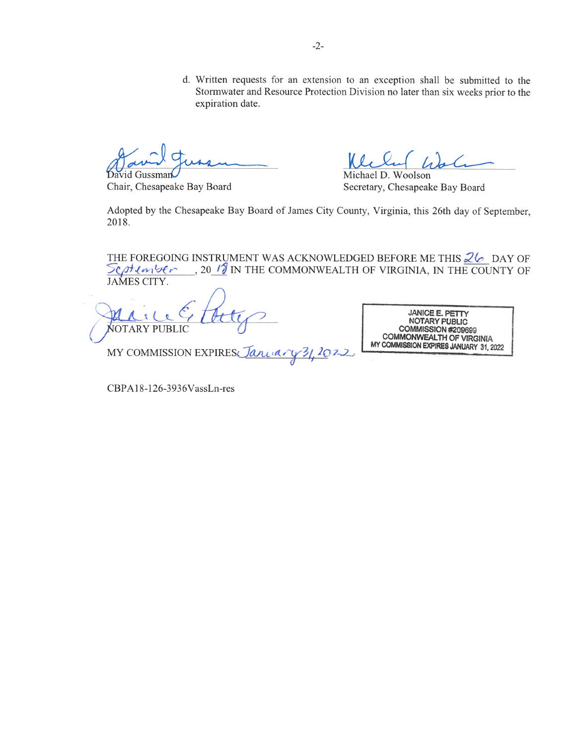d. Written requests for an extension to an exception shall be submitted to the Stormwater and Resource Protection Division no later than six weeks prior to the expiration date.

David Gussman
Chair, Chesapeake Bay Board

Michael D. Woolson
Secretary, Chesapeake Bay Board

Adopted by the Chesapeake Bay Board of James City County, Virginia, this 26th day of September, 2018.

THE FOREGOING INSTRUMENT WAS ACKNOWLEDGED BEFORE ME THIS 26 DAY OF September, 20 18 IN THE COMMONWEALTH OF VIRGINIA, IN THE COUNTY OF JAMES CITY.

NOTARY PUBLIC

MY COMMISSION EXPIRES: January 31, 2022

JANICE E. PETTY
NOTARY PUBLIC
COMMISSION #209699
COMMONWEALTH OF VIRGINIA
MY COMMISSION EXPIRES JANUARY 31, 2022

CBPA18-126-3936VassLn-res